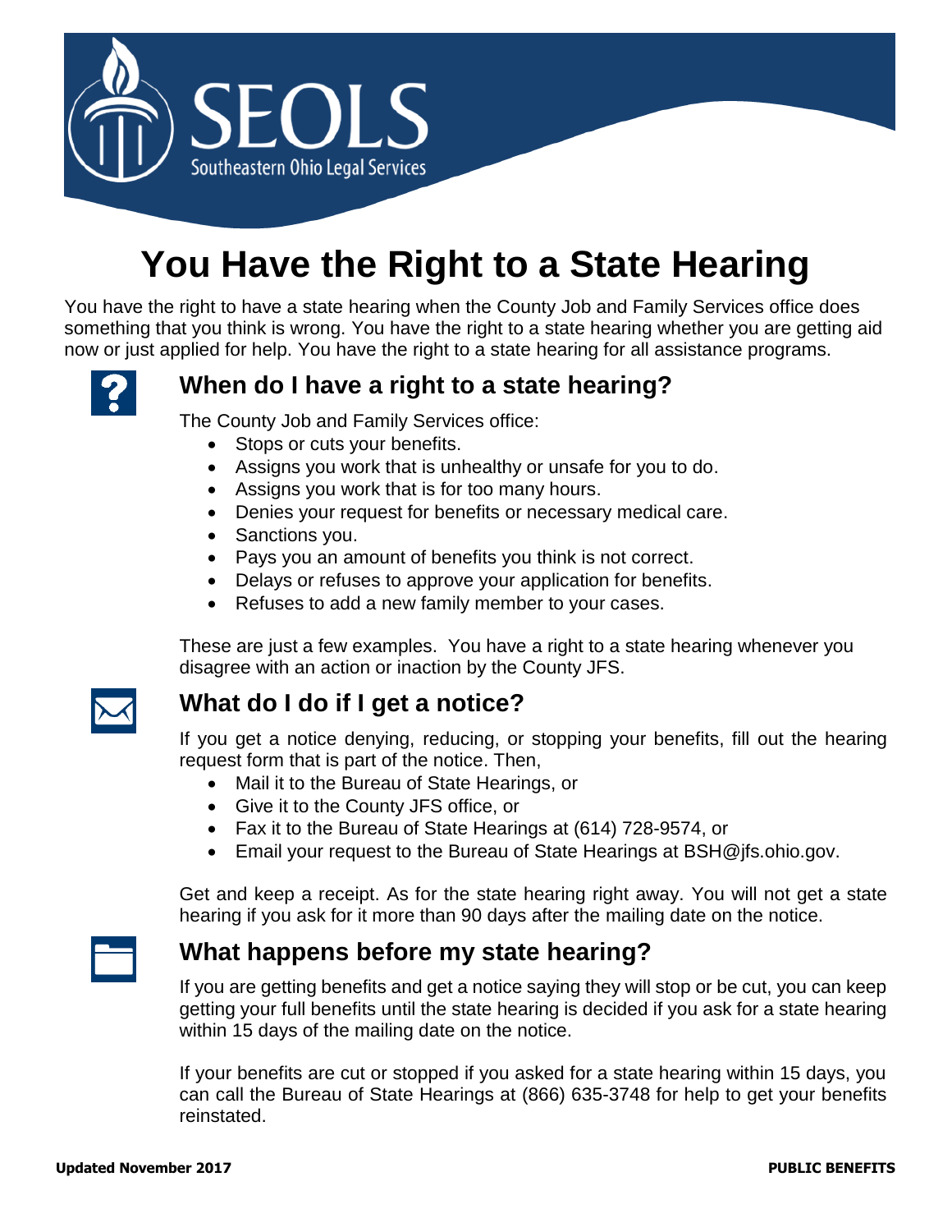SEOLS

Southeastern Ohio Legal Services

# You Have the Right to a State Hearing

You have the right to have a state hearing when the County Job and Family Services office does something that you think is wrong. You have the right to a state hearing whether you are getting aid now or just applied for help. You have the right to a state hearing for all assistance programs.

## When do I have a right to a state hearing?

The County Job and Family Services office:

- Stops or cuts your benefits.
- Assigns you work that is unhealthy or unsafe for you to do.
- Assigns you work that is for too many hours.
- Denies your request for benefits or necessary medical care.
- Sanctions you.
- Pays you an amount of benefits you think is not correct.
- Delays or refuses to approve your application for benefits.
- Refuses to add a new family member to your cases.

These are just a few examples. You have a right to a state hearing whenever you disagree with an action or inaction by the County JFS.

## What do I do if I get a notice?

If you get a notice denying, reducing, or stopping your benefits, fill out the hearing request form that is part of the notice. Then,

- Mail it to the Bureau of State Hearings, or
- Give it to the County JFS office, or
- Fax it to the Bureau of State Hearings at (614) 728-9574, or
- Email your request to the Bureau of State Hearings at BSH@jfs.ohio.gov.

Get and keep a receipt. As for the state hearing right away. You will not get a state hearing if you ask for it more than 90 days after the mailing date on the notice.

## What happens before my state hearing?

If you are getting benefits and get a notice saying they will stop or be cut, you can keep getting your full benefits until the state hearing is decided if you ask for a state hearing within 15 days of the mailing date on the notice.

If your benefits are cut or stopped if you asked for a state hearing within 15 days, you can call the Bureau of State Hearings at (866) 635-3748 for help to get your benefits reinstated.

**Updated November 2017** **PUBLIC BENEFITS**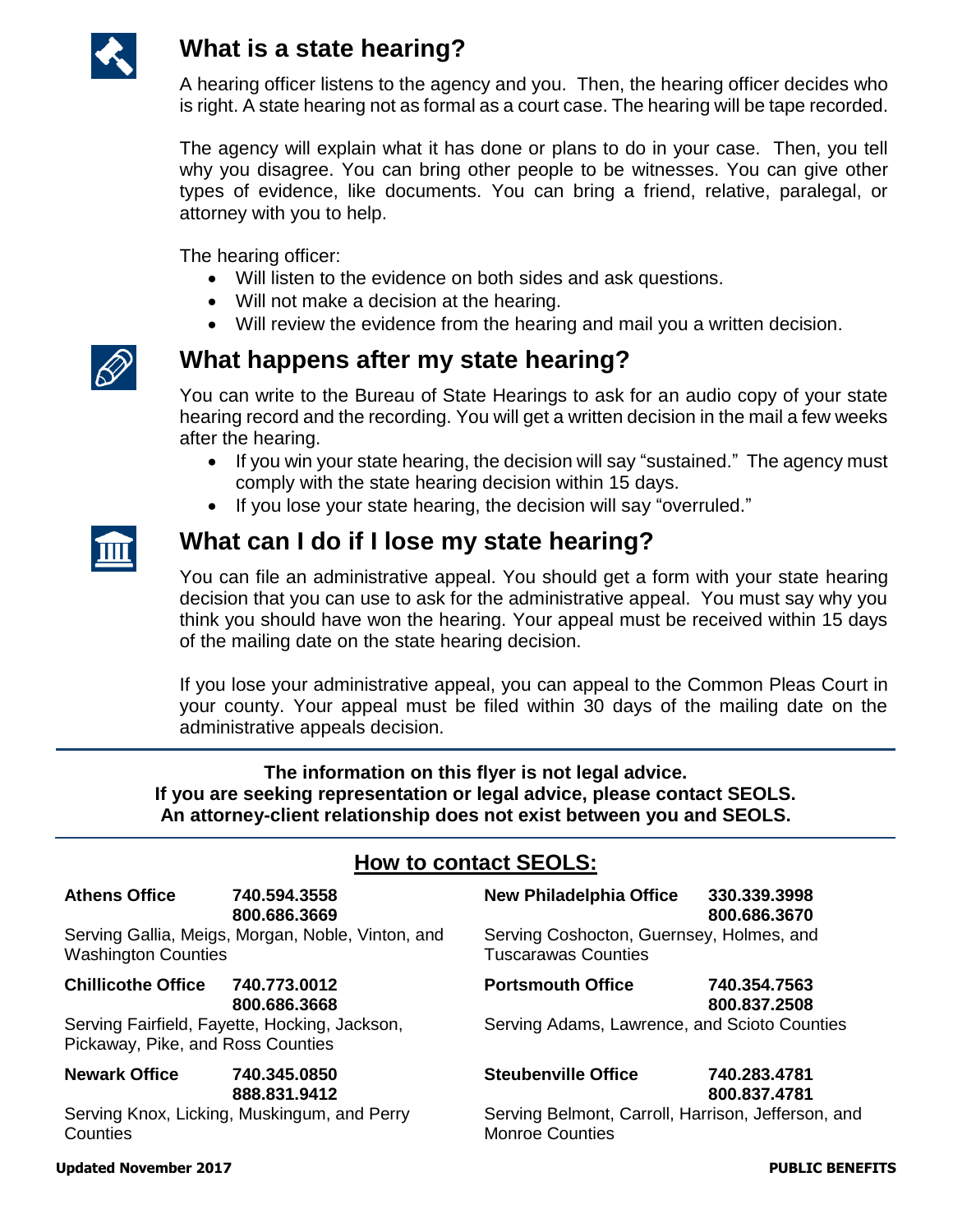## What is a state hearing?

A hearing officer listens to the agency and you. Then, the hearing officer decides who is right. A state hearing not as formal as a court case. The hearing will be tape recorded.

The agency will explain what it has done or plans to do in your case. Then, you tell why you disagree. You can bring other people to be witnesses. You can give other types of evidence, like documents. You can bring a friend, relative, paralegal, or attorney with you to help.

The hearing officer:

- Will listen to the evidence on both sides and ask questions.
- Will not make a decision at the hearing.
- Will review the evidence from the hearing and mail you a written decision.

## What happens after my state hearing?

You can write to the Bureau of State Hearings to ask for an audio copy of your state hearing record and the recording. You will get a written decision in the mail a few weeks after the hearing.

- If you win your state hearing, the decision will say "sustained." The agency must comply with the state hearing decision within 15 days.
- If you lose your state hearing, the decision will say "overruled."

## What can I do if I lose my state hearing?

You can file an administrative appeal. You should get a form with your state hearing decision that you can use to ask for the administrative appeal. You must say why you think you should have won the hearing. Your appeal must be received within 15 days of the mailing date on the state hearing decision.

If you lose your administrative appeal, you can appeal to the Common Pleas Court in your county. Your appeal must be filed within 30 days of the mailing date on the administrative appeals decision.

---

**The information on this flyer is not legal advice.**
**If you are seeking representation or legal advice, please contact SEOLS.**
**An attorney-client relationship does not exist between you and SEOLS.**

---

## How to contact SEOLS:

**Athens Office** — **740.594.3558** / **800.686.3669**
Serving Gallia, Meigs, Morgan, Noble, Vinton, and Washington Counties

**Chillicothe Office** — **740.773.0012** / **800.686.3668**
Serving Fairfield, Fayette, Hocking, Jackson, Pickaway, Pike, and Ross Counties

**Newark Office** — **740.345.0850** / **888.831.9412**
Serving Knox, Licking, Muskingum, and Perry Counties

**New Philadelphia Office** — **330.339.3998** / **800.686.3670**
Serving Coshocton, Guernsey, Holmes, and Tuscarawas Counties

**Portsmouth Office** — **740.354.7563** / **800.837.2508**
Serving Adams, Lawrence, and Scioto Counties

**Steubenville Office** — **740.283.4781** / **800.837.4781**
Serving Belmont, Carroll, Harrison, Jefferson, and Monroe Counties

**Updated November 2017** **PUBLIC BENEFITS**